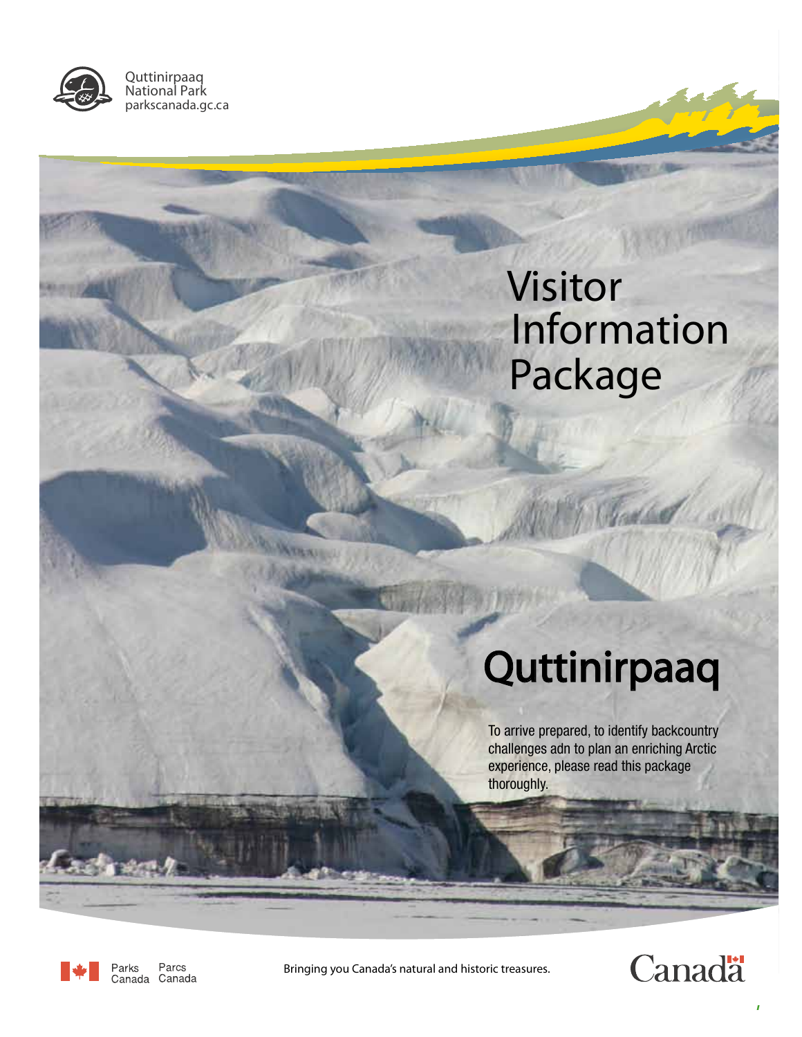Quttinirpaaq
National Park
parkscanada.gc.ca

# Visitor Information Package

# Quttinirpaaq

To arrive prepared, to identify backcountry challenges adn to plan an enriching Arctic experience, please read this package thoroughly.

Parks Canada Parcs Canada

Bringing you Canada's natural and historic treasures.

Canada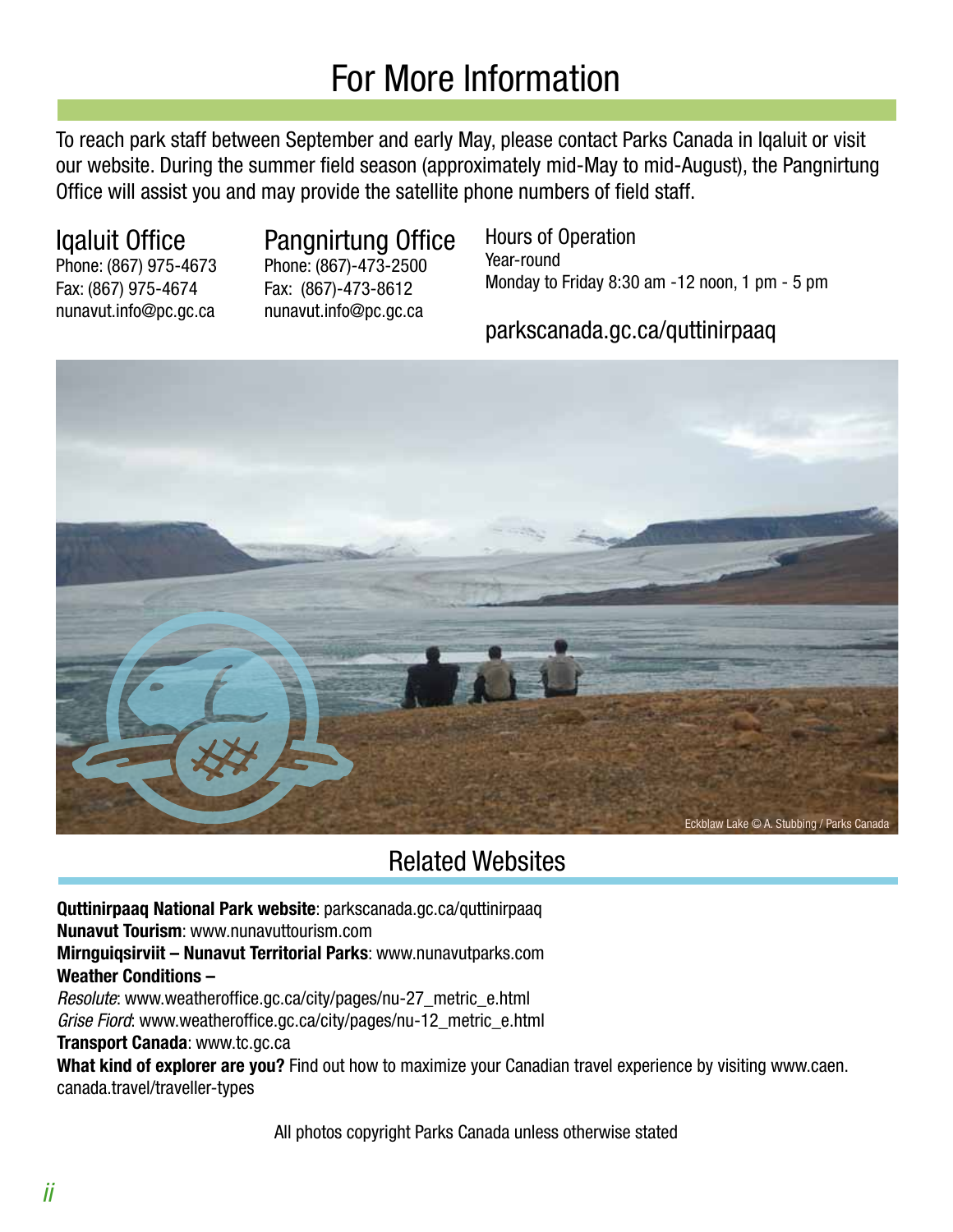# For More Information

To reach park staff between September and early May, please contact Parks Canada in Iqaluit or visit our website. During the summer field season (approximately mid-May to mid-August), the Pangnirtung Office will assist you and may provide the satellite phone numbers of field staff.

### Iqaluit Office

Phone: (867) 975-4673
Fax: (867) 975-4674
nunavut.info@pc.gc.ca

### Pangnirtung Office

Phone: (867)-473-2500
Fax: (867)-473-8612
nunavut.info@pc.gc.ca

### Hours of Operation

Year-round
Monday to Friday 8:30 am -12 noon, 1 pm - 5 pm

parkscanada.gc.ca/quttinirpaaq

Eckblaw Lake © A. Stubbing / Parks Canada

## Related Websites

**Quttinirpaaq National Park website**: parkscanada.gc.ca/quttinirpaaq
**Nunavut Tourism**: www.nunavuttourism.com
**Mirnguiqsirviit – Nunavut Territorial Parks**: www.nunavutparks.com
**Weather Conditions –**
*Resolute*: www.weatheroffice.gc.ca/city/pages/nu-27_metric_e.html
*Grise Fiord*: www.weatheroffice.gc.ca/city/pages/nu-12_metric_e.html
**Transport Canada**: www.tc.gc.ca
**What kind of explorer are you?** Find out how to maximize your Canadian travel experience by visiting www.caen.canada.travel/traveller-types

All photos copyright Parks Canada unless otherwise stated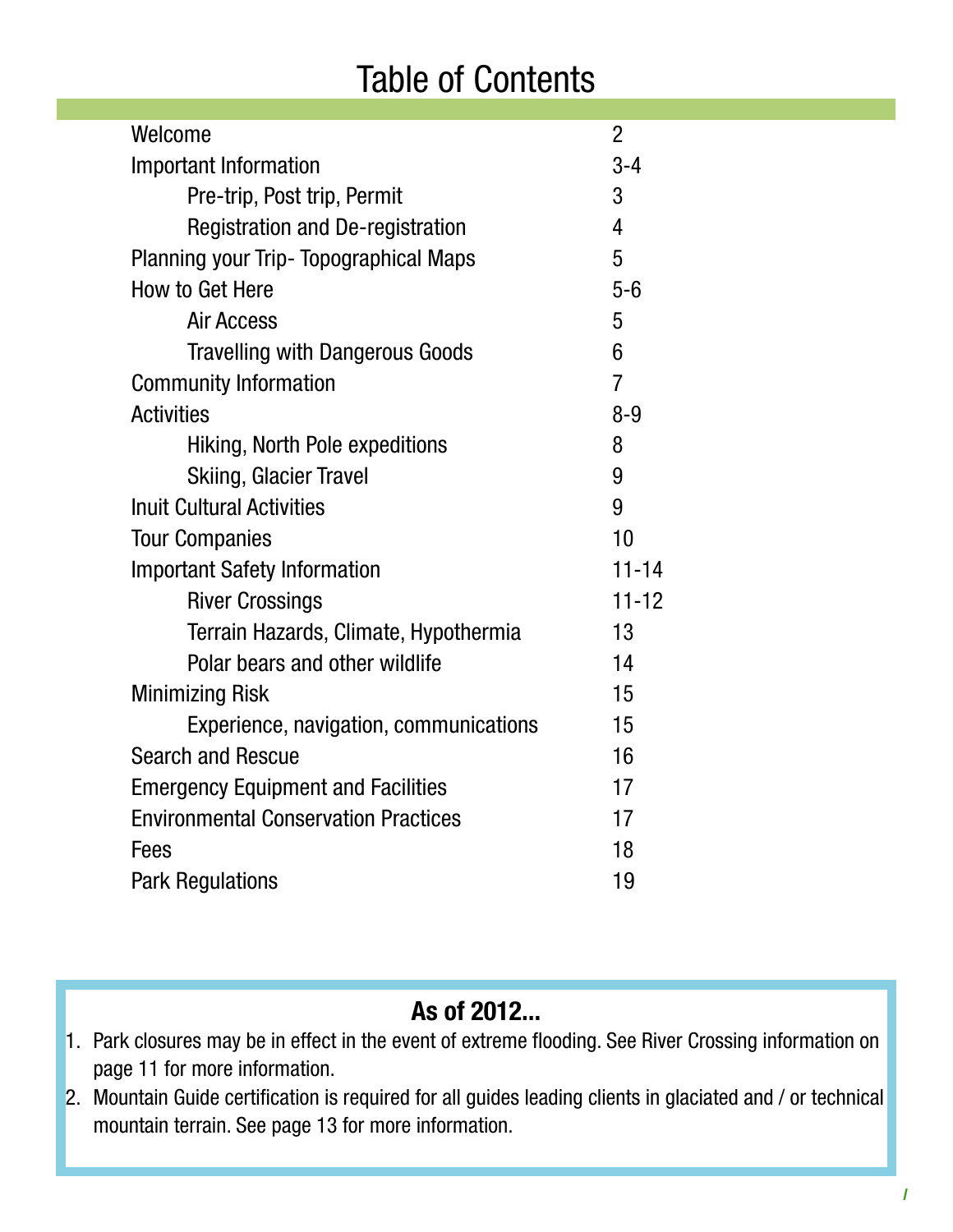# Table of Contents

| | |
|---|---|
| Welcome | 2 |
| Important Information | 3-4 |
| &nbsp;&nbsp;&nbsp;&nbsp;Pre-trip, Post trip, Permit | 3 |
| &nbsp;&nbsp;&nbsp;&nbsp;Registration and De-registration | 4 |
| Planning your Trip- Topographical Maps | 5 |
| How to Get Here | 5-6 |
| &nbsp;&nbsp;&nbsp;&nbsp;Air Access | 5 |
| &nbsp;&nbsp;&nbsp;&nbsp;Travelling with Dangerous Goods | 6 |
| Community Information | 7 |
| Activities | 8-9 |
| &nbsp;&nbsp;&nbsp;&nbsp;Hiking, North Pole expeditions | 8 |
| &nbsp;&nbsp;&nbsp;&nbsp;Skiing, Glacier Travel | 9 |
| Inuit Cultural Activities | 9 |
| Tour Companies | 10 |
| Important Safety Information | 11-14 |
| &nbsp;&nbsp;&nbsp;&nbsp;River Crossings | 11-12 |
| &nbsp;&nbsp;&nbsp;&nbsp;Terrain Hazards, Climate, Hypothermia | 13 |
| &nbsp;&nbsp;&nbsp;&nbsp;Polar bears and other wildlife | 14 |
| Minimizing Risk | 15 |
| &nbsp;&nbsp;&nbsp;&nbsp;Experience, navigation, communications | 15 |
| Search and Rescue | 16 |
| Emergency Equipment and Facilities | 17 |
| Environmental Conservation Practices | 17 |
| Fees | 18 |
| Park Regulations | 19 |

**As of 2012...**

1. Park closures may be in effect in the event of extreme flooding. See River Crossing information on page 11 for more information.
2. Mountain Guide certification is required for all guides leading clients in glaciated and / or technical mountain terrain. See page 13 for more information.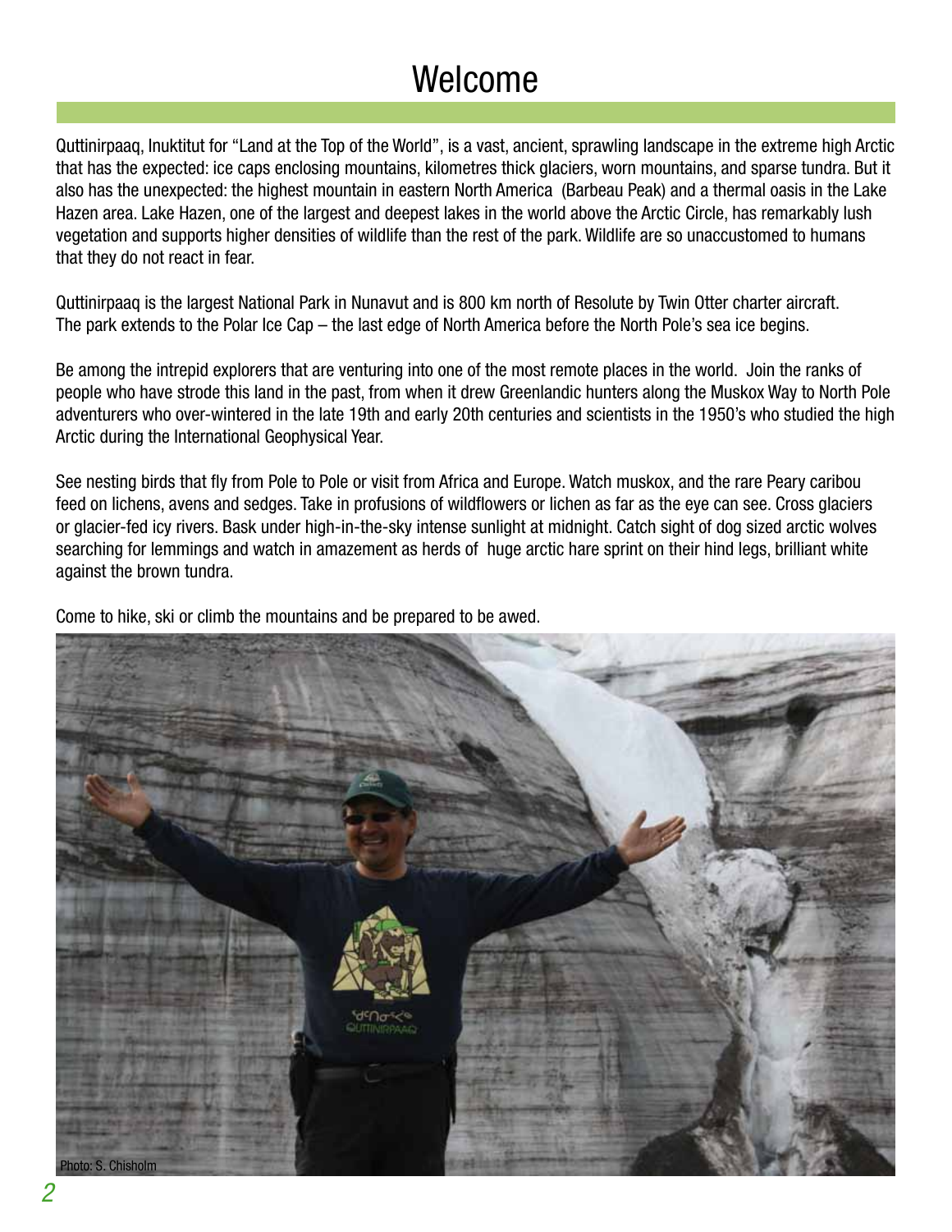# Welcome

Quttinirpaaq, Inuktitut for "Land at the Top of the World", is a vast, ancient, sprawling landscape in the extreme high Arctic that has the expected: ice caps enclosing mountains, kilometres thick glaciers, worn mountains, and sparse tundra. But it also has the unexpected: the highest mountain in eastern North America (Barbeau Peak) and a thermal oasis in the Lake Hazen area. Lake Hazen, one of the largest and deepest lakes in the world above the Arctic Circle, has remarkably lush vegetation and supports higher densities of wildlife than the rest of the park. Wildlife are so unaccustomed to humans that they do not react in fear.

Quttinirpaaq is the largest National Park in Nunavut and is 800 km north of Resolute by Twin Otter charter aircraft. The park extends to the Polar Ice Cap – the last edge of North America before the North Pole's sea ice begins.

Be among the intrepid explorers that are venturing into one of the most remote places in the world. Join the ranks of people who have strode this land in the past, from when it drew Greenlandic hunters along the Muskox Way to North Pole adventurers who over-wintered in the late 19th and early 20th centuries and scientists in the 1950's who studied the high Arctic during the International Geophysical Year.

See nesting birds that fly from Pole to Pole or visit from Africa and Europe. Watch muskox, and the rare Peary caribou feed on lichens, avens and sedges. Take in profusions of wildflowers or lichen as far as the eye can see. Cross glaciers or glacier-fed icy rivers. Bask under high-in-the-sky intense sunlight at midnight. Catch sight of dog sized arctic wolves searching for lemmings and watch in amazement as herds of huge arctic hare sprint on their hind legs, brilliant white against the brown tundra.

Come to hike, ski or climb the mountains and be prepared to be awed.

Photo: S. Chisholm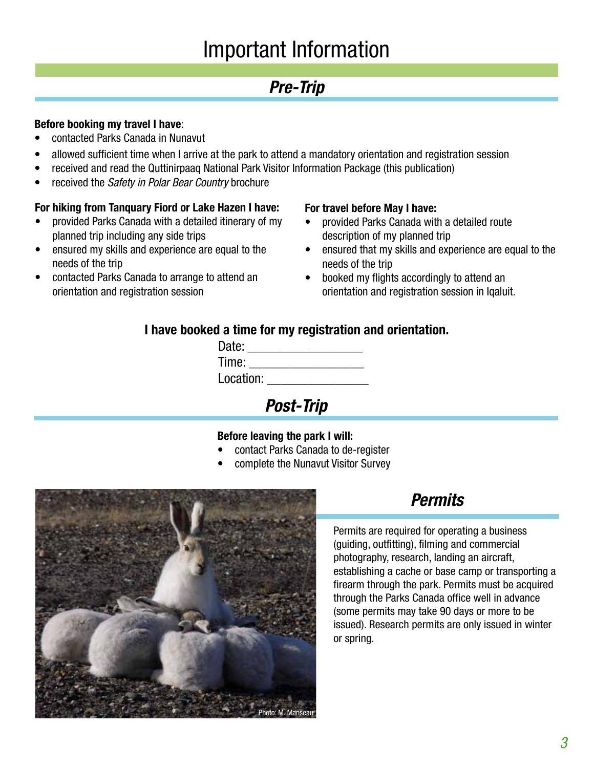# Important Information

## *Pre-Trip*

**Before booking my travel I have**:

- contacted Parks Canada in Nunavut
- allowed sufficient time when I arrive at the park to attend a mandatory orientation and registration session
- received and read the Quttinirpaaq National Park Visitor Information Package (this publication)
- received the *Safety in Polar Bear Country* brochure

**For hiking from Tanquary Fiord or Lake Hazen I have:**

- provided Parks Canada with a detailed itinerary of my planned trip including any side trips
- ensured my skills and experience are equal to the needs of the trip
- contacted Parks Canada to arrange to attend an orientation and registration session

**For travel before May I have:**

- provided Parks Canada with a detailed route description of my planned trip
- ensured that my skills and experience are equal to the needs of the trip
- booked my flights accordingly to attend an orientation and registration session in Iqaluit.

**I have booked a time for my registration and orientation.**

Date: ___________________

Time: ___________________

Location: _________________

## *Post-Trip*

**Before leaving the park I will:**

- contact Parks Canada to de-register
- complete the Nunavut Visitor Survey

Photo: M. Manseau

## *Permits*

Permits are required for operating a business (guiding, outfitting), filming and commercial photography, research, landing an aircraft, establishing a cache or base camp or transporting a firearm through the park. Permits must be acquired through the Parks Canada office well in advance (some permits may take 90 days or more to be issued). Research permits are only issued in winter or spring.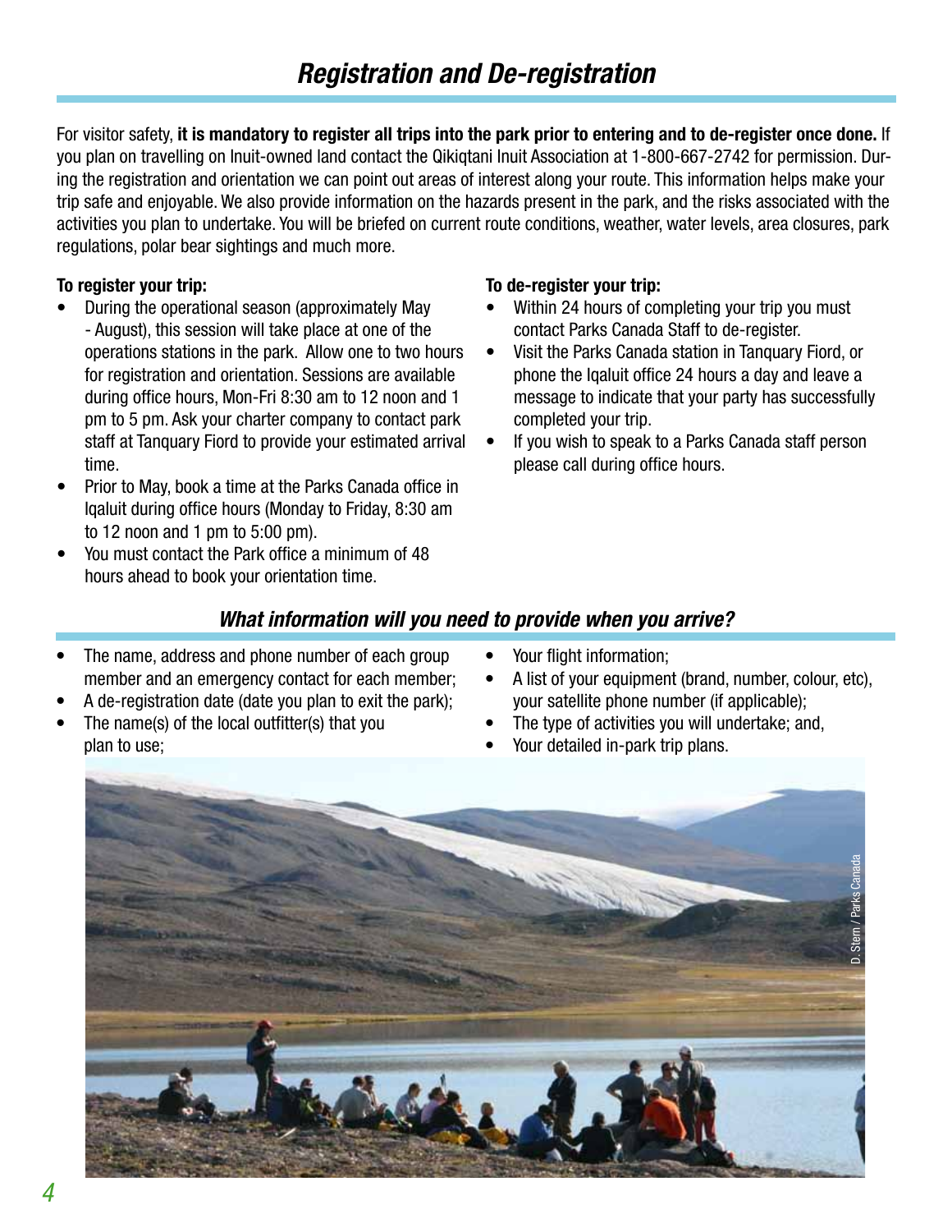## *Registration and De-registration*

For visitor safety, **it is mandatory to register all trips into the park prior to entering and to de-register once done.** If you plan on travelling on Inuit-owned land contact the Qikiqtani Inuit Association at 1-800-667-2742 for permission. During the registration and orientation we can point out areas of interest along your route. This information helps make your trip safe and enjoyable. We also provide information on the hazards present in the park, and the risks associated with the activities you plan to undertake. You will be briefed on current route conditions, weather, water levels, area closures, park regulations, polar bear sightings and much more.

**To register your trip:**

- During the operational season (approximately May - August), this session will take place at one of the operations stations in the park. Allow one to two hours for registration and orientation. Sessions are available during office hours, Mon-Fri 8:30 am to 12 noon and 1 pm to 5 pm. Ask your charter company to contact park staff at Tanquary Fiord to provide your estimated arrival time.
- Prior to May, book a time at the Parks Canada office in Iqaluit during office hours (Monday to Friday, 8:30 am to 12 noon and 1 pm to 5:00 pm).
- You must contact the Park office a minimum of 48 hours ahead to book your orientation time.

**To de-register your trip:**

- Within 24 hours of completing your trip you must contact Parks Canada Staff to de-register.
- Visit the Parks Canada station in Tanquary Fiord, or phone the Iqaluit office 24 hours a day and leave a message to indicate that your party has successfully completed your trip.
- If you wish to speak to a Parks Canada staff person please call during office hours.

### *What information will you need to provide when you arrive?*

- The name, address and phone number of each group member and an emergency contact for each member;
- A de-registration date (date you plan to exit the park);
- The name(s) of the local outfitter(s) that you plan to use;
- Your flight information;
- A list of your equipment (brand, number, colour, etc), your satellite phone number (if applicable);
- The type of activities you will undertake; and,
- Your detailed in-park trip plans.

D. Stern / Parks Canada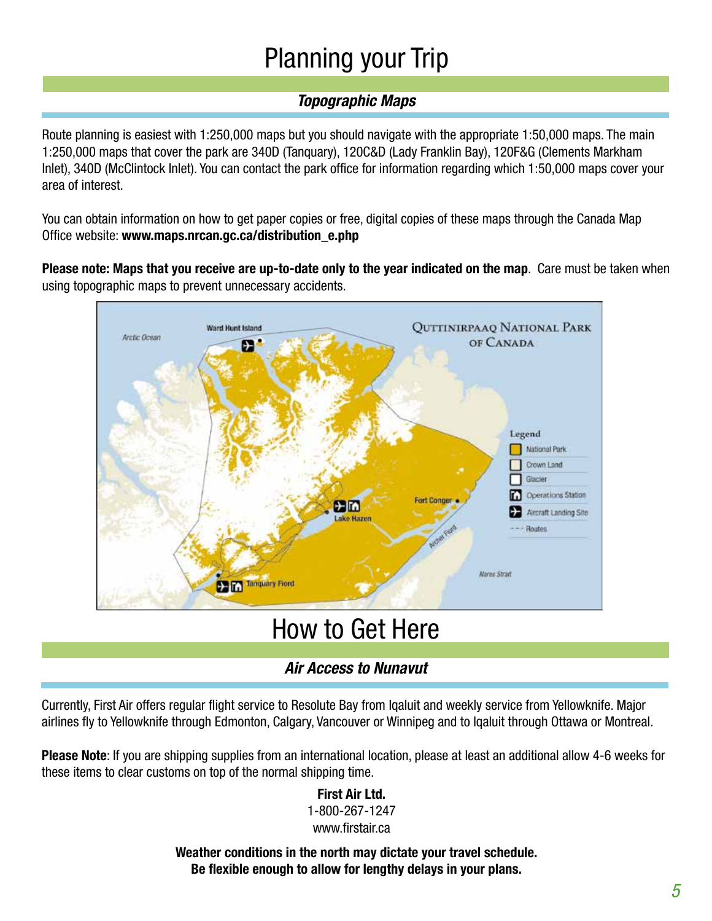# Planning your Trip

## *Topographic Maps*

Route planning is easiest with 1:250,000 maps but you should navigate with the appropriate 1:50,000 maps. The main 1:250,000 maps that cover the park are 340D (Tanquary), 120C&D (Lady Franklin Bay), 120F&G (Clements Markham Inlet), 340D (McClintock Inlet). You can contact the park office for information regarding which 1:50,000 maps cover your area of interest.

You can obtain information on how to get paper copies or free, digital copies of these maps through the Canada Map Office website: **www.maps.nrcan.gc.ca/distribution_e.php**

**Please note: Maps that you receive are up-to-date only to the year indicated on the map**. Care must be taken when using topographic maps to prevent unnecessary accidents.

# How to Get Here

## *Air Access to Nunavut*

Currently, First Air offers regular flight service to Resolute Bay from Iqaluit and weekly service from Yellowknife. Major airlines fly to Yellowknife through Edmonton, Calgary, Vancouver or Winnipeg and to Iqaluit through Ottawa or Montreal.

**Please Note**: If you are shipping supplies from an international location, please at least an additional allow 4-6 weeks for these items to clear customs on top of the normal shipping time.

**First Air Ltd.**
1-800-267-1247
www.firstair.ca

**Weather conditions in the north may dictate your travel schedule.**
**Be flexible enough to allow for lengthy delays in your plans.**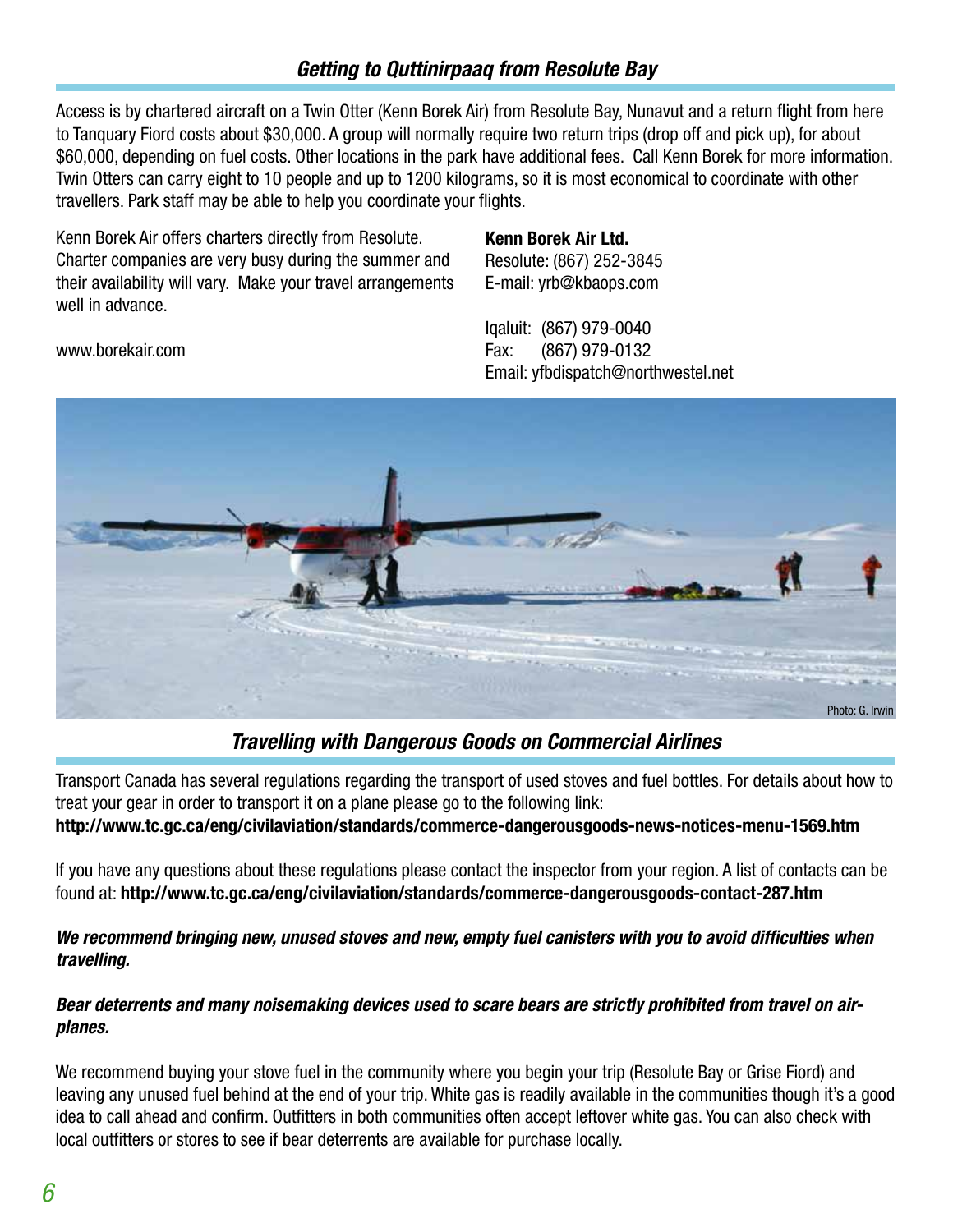## *Getting to Quttinirpaaq from Resolute Bay*

Access is by chartered aircraft on a Twin Otter (Kenn Borek Air) from Resolute Bay, Nunavut and a return flight from here to Tanquary Fiord costs about $30,000. A group will normally require two return trips (drop off and pick up), for about $60,000, depending on fuel costs. Other locations in the park have additional fees. Call Kenn Borek for more information. Twin Otters can carry eight to 10 people and up to 1200 kilograms, so it is most economical to coordinate with other travellers. Park staff may be able to help you coordinate your flights.

Kenn Borek Air offers charters directly from Resolute. Charter companies are very busy during the summer and their availability will vary. Make your travel arrangements well in advance.

www.borekair.com

**Kenn Borek Air Ltd.**
Resolute: (867) 252-3845
E-mail: yrb@kbaops.com

Iqaluit: (867) 979-0040
Fax: (867) 979-0132
Email: yfbdispatch@northwestel.net

Photo: G. Irwin

## *Travelling with Dangerous Goods on Commercial Airlines*

Transport Canada has several regulations regarding the transport of used stoves and fuel bottles. For details about how to treat your gear in order to transport it on a plane please go to the following link:
**http://www.tc.gc.ca/eng/civilaviation/standards/commerce-dangerousgoods-news-notices-menu-1569.htm**

If you have any questions about these regulations please contact the inspector from your region. A list of contacts can be found at: **http://www.tc.gc.ca/eng/civilaviation/standards/commerce-dangerousgoods-contact-287.htm**

***We recommend bringing new, unused stoves and new, empty fuel canisters with you to avoid difficulties when travelling.***

***Bear deterrents and many noisemaking devices used to scare bears are strictly prohibited from travel on airplanes.***

We recommend buying your stove fuel in the community where you begin your trip (Resolute Bay or Grise Fiord) and leaving any unused fuel behind at the end of your trip. White gas is readily available in the communities though it's a good idea to call ahead and confirm. Outfitters in both communities often accept leftover white gas. You can also check with local outfitters or stores to see if bear deterrents are available for purchase locally.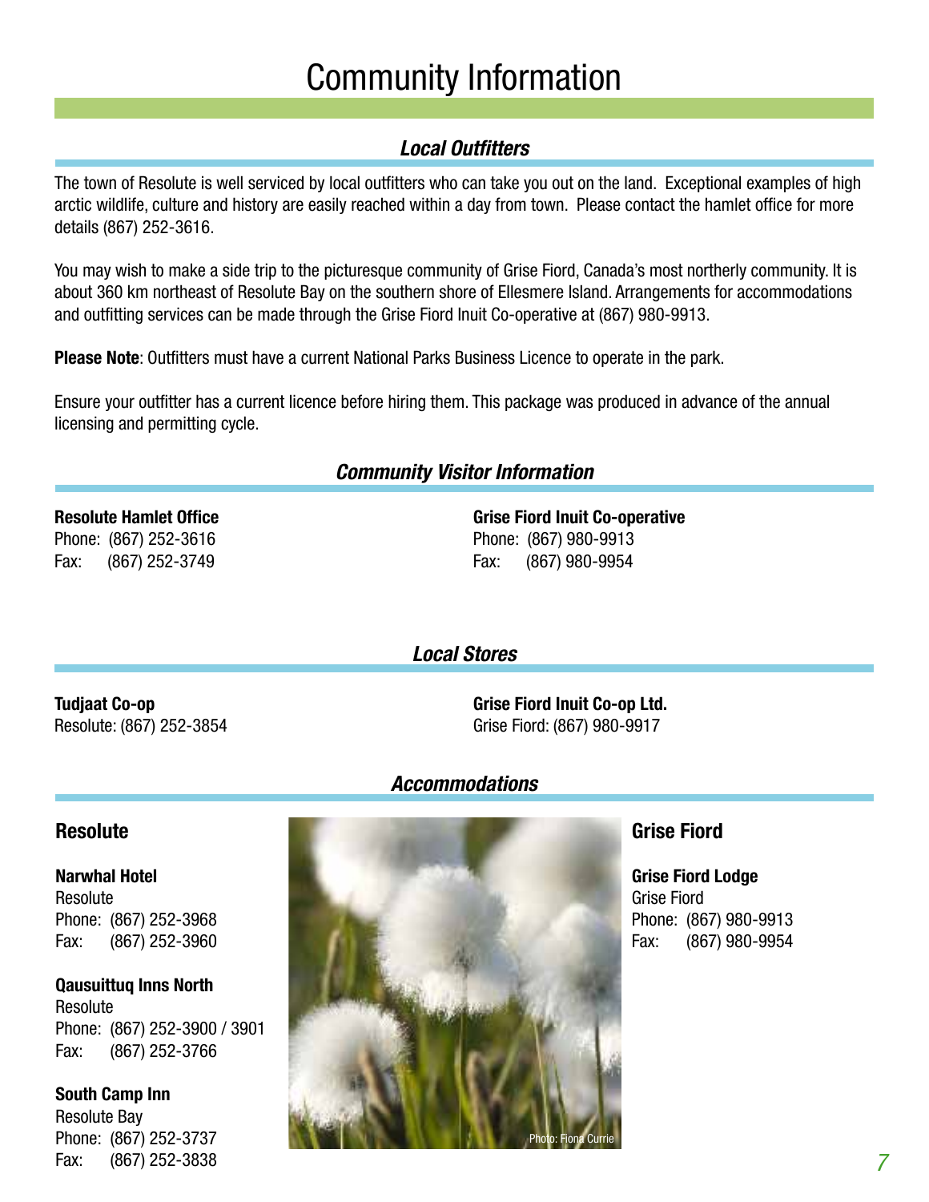# Community Information

## *Local Outfitters*

The town of Resolute is well serviced by local outfitters who can take you out on the land. Exceptional examples of high arctic wildlife, culture and history are easily reached within a day from town. Please contact the hamlet office for more details (867) 252-3616.

You may wish to make a side trip to the picturesque community of Grise Fiord, Canada's most northerly community. It is about 360 km northeast of Resolute Bay on the southern shore of Ellesmere Island. Arrangements for accommodations and outfitting services can be made through the Grise Fiord Inuit Co-operative at (867) 980-9913.

**Please Note**: Outfitters must have a current National Parks Business Licence to operate in the park.

Ensure your outfitter has a current licence before hiring them. This package was produced in advance of the annual licensing and permitting cycle.

## *Community Visitor Information*

**Resolute Hamlet Office**
Phone: (867) 252-3616
Fax: (867) 252-3749

**Grise Fiord Inuit Co-operative**
Phone: (867) 980-9913
Fax: (867) 980-9954

## *Local Stores*

**Tudjaat Co-op**
Resolute: (867) 252-3854

**Grise Fiord Inuit Co-op Ltd.**
Grise Fiord: (867) 980-9917

## *Accommodations*

### Resolute

**Narwhal Hotel**
Resolute
Phone: (867) 252-3968
Fax: (867) 252-3960

**Qausuittuq Inns North**
Resolute
Phone: (867) 252-3900 / 3901
Fax: (867) 252-3766

**South Camp Inn**
Resolute Bay
Phone: (867) 252-3737
Fax: (867) 252-3838

Photo: Fiona Currie

### Grise Fiord

**Grise Fiord Lodge**
Grise Fiord
Phone: (867) 980-9913
Fax: (867) 980-9954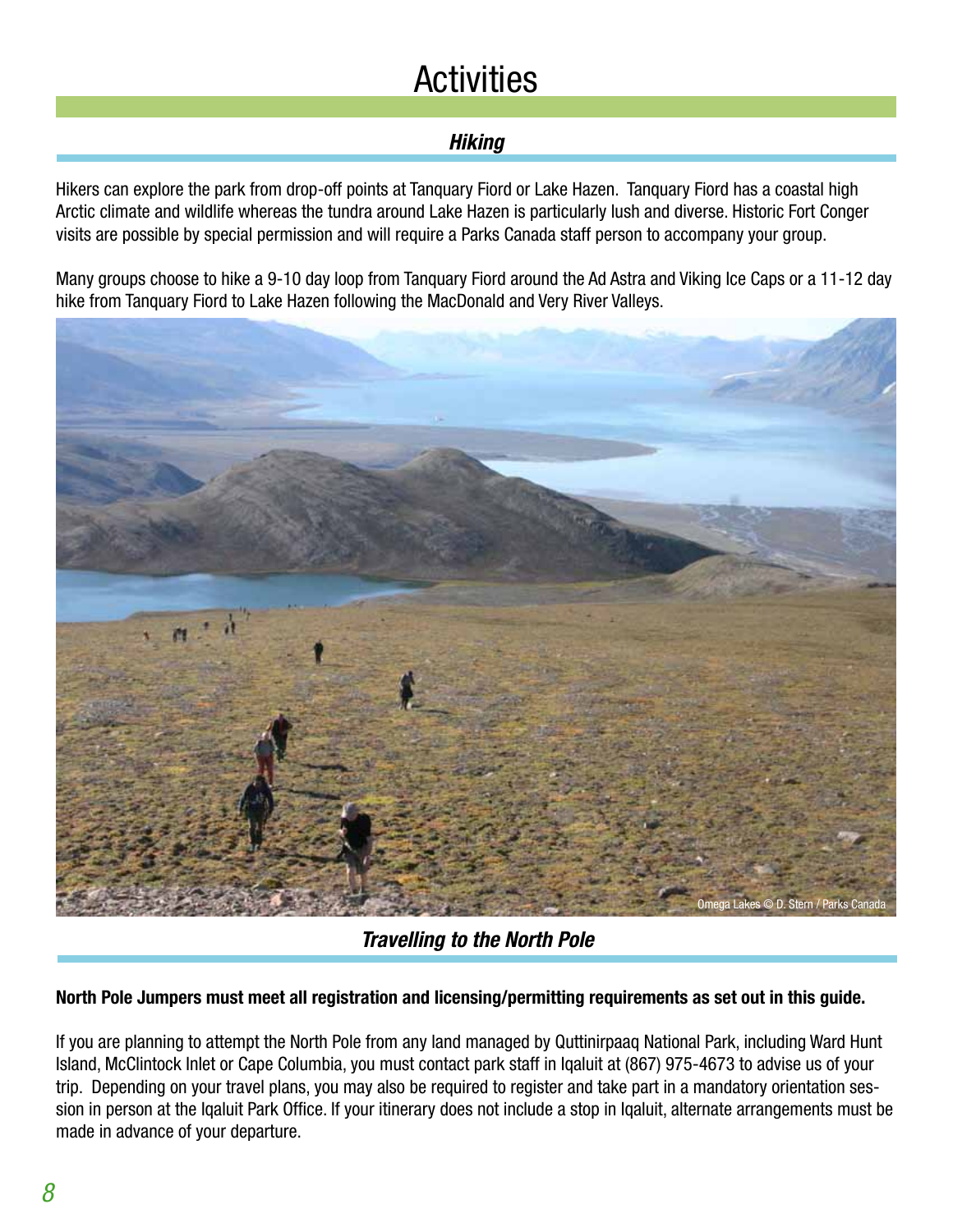# Activities

## *Hiking*

Hikers can explore the park from drop-off points at Tanquary Fiord or Lake Hazen. Tanquary Fiord has a coastal high Arctic climate and wildlife whereas the tundra around Lake Hazen is particularly lush and diverse. Historic Fort Conger visits are possible by special permission and will require a Parks Canada staff person to accompany your group.

Many groups choose to hike a 9-10 day loop from Tanquary Fiord around the Ad Astra and Viking Ice Caps or a 11-12 day hike from Tanquary Fiord to Lake Hazen following the MacDonald and Very River Valleys.

Omega Lakes © D. Stern / Parks Canada

## *Travelling to the North Pole*

**North Pole Jumpers must meet all registration and licensing/permitting requirements as set out in this guide.**

If you are planning to attempt the North Pole from any land managed by Quttinirpaaq National Park, including Ward Hunt Island, McClintock Inlet or Cape Columbia, you must contact park staff in Iqaluit at (867) 975-4673 to advise us of your trip. Depending on your travel plans, you may also be required to register and take part in a mandatory orientation session in person at the Iqaluit Park Office. If your itinerary does not include a stop in Iqaluit, alternate arrangements must be made in advance of your departure.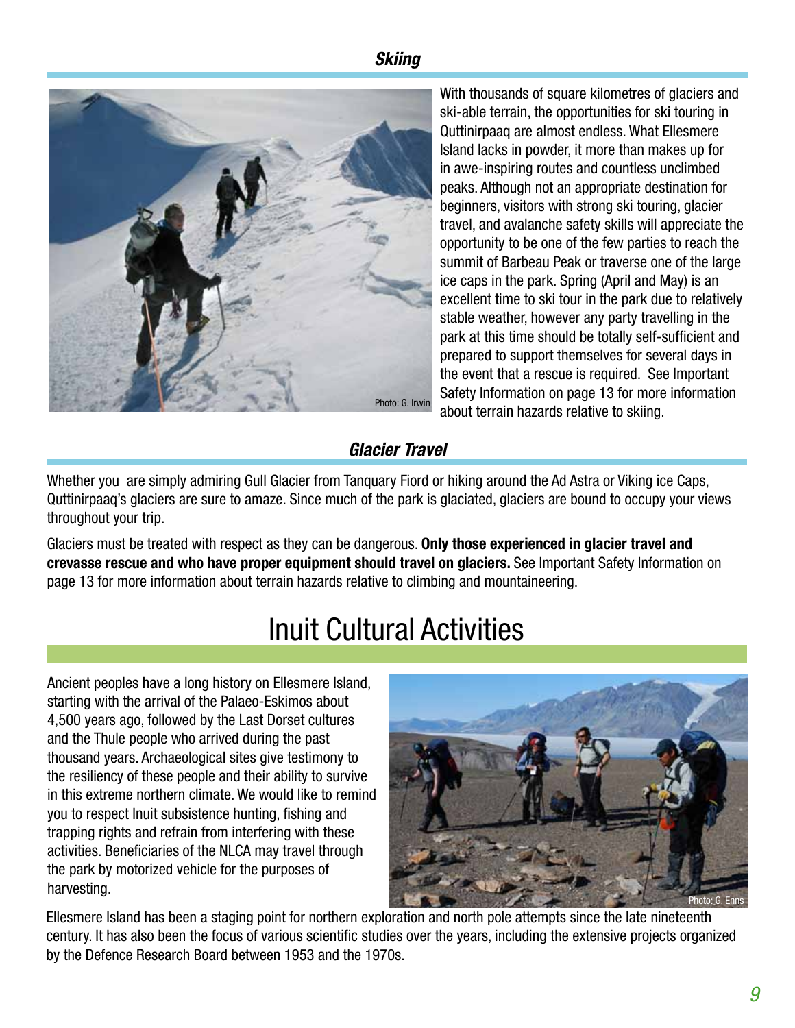### *Skiing*

Photo: G. Irwin

With thousands of square kilometres of glaciers and ski-able terrain, the opportunities for ski touring in Quttinirpaaq are almost endless. What Ellesmere Island lacks in powder, it more than makes up for in awe-inspiring routes and countless unclimbed peaks. Although not an appropriate destination for beginners, visitors with strong ski touring, glacier travel, and avalanche safety skills will appreciate the opportunity to be one of the few parties to reach the summit of Barbeau Peak or traverse one of the large ice caps in the park. Spring (April and May) is an excellent time to ski tour in the park due to relatively stable weather, however any party travelling in the park at this time should be totally self-sufficient and prepared to support themselves for several days in the event that a rescue is required. See Important Safety Information on page 13 for more information about terrain hazards relative to skiing.

### *Glacier Travel*

Whether you are simply admiring Gull Glacier from Tanquary Fiord or hiking around the Ad Astra or Viking ice Caps, Quttinirpaaq's glaciers are sure to amaze. Since much of the park is glaciated, glaciers are bound to occupy your views throughout your trip.

Glaciers must be treated with respect as they can be dangerous. **Only those experienced in glacier travel and crevasse rescue and who have proper equipment should travel on glaciers.** See Important Safety Information on page 13 for more information about terrain hazards relative to climbing and mountaineering.

# Inuit Cultural Activities

Ancient peoples have a long history on Ellesmere Island, starting with the arrival of the Palaeo-Eskimos about 4,500 years ago, followed by the Last Dorset cultures and the Thule people who arrived during the past thousand years. Archaeological sites give testimony to the resiliency of these people and their ability to survive in this extreme northern climate. We would like to remind you to respect Inuit subsistence hunting, fishing and trapping rights and refrain from interfering with these activities. Beneficiaries of the NLCA may travel through the park by motorized vehicle for the purposes of harvesting.

Photo: G. Enns

Ellesmere Island has been a staging point for northern exploration and north pole attempts since the late nineteenth century. It has also been the focus of various scientific studies over the years, including the extensive projects organized by the Defence Research Board between 1953 and the 1970s.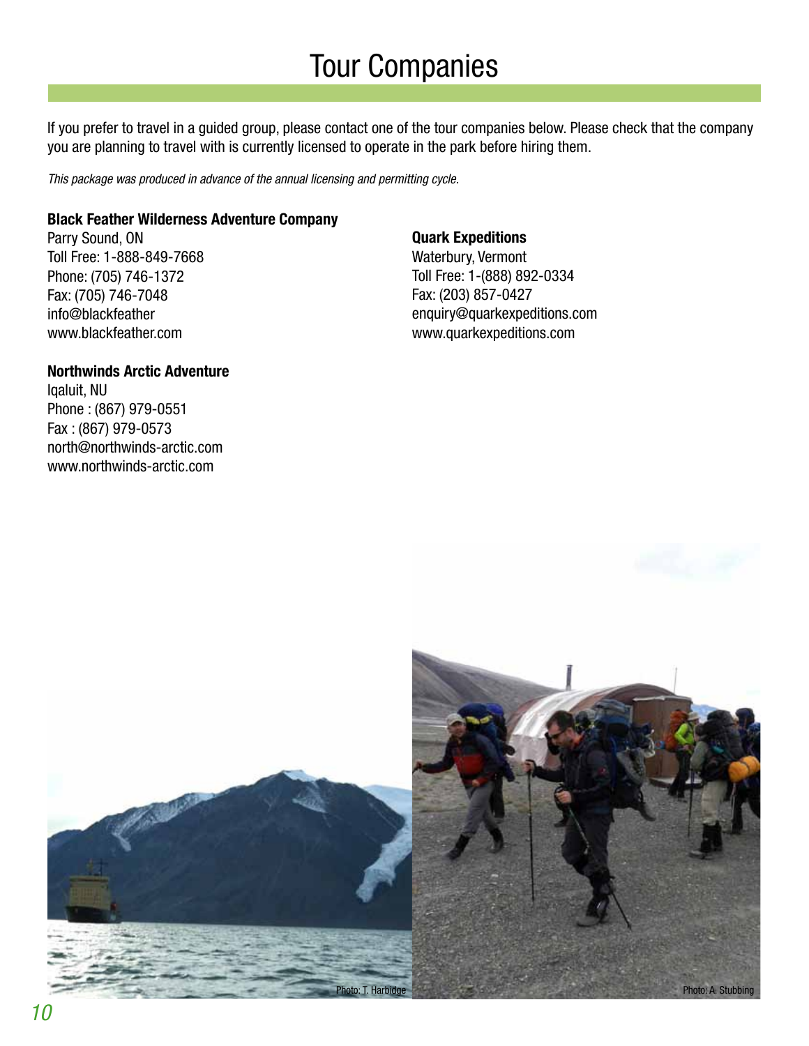# Tour Companies

If you prefer to travel in a guided group, please contact one of the tour companies below. Please check that the company you are planning to travel with is currently licensed to operate in the park before hiring them.

*This package was produced in advance of the annual licensing and permitting cycle.*

**Black Feather Wilderness Adventure Company**
Parry Sound, ON
Toll Free: 1-888-849-7668
Phone: (705) 746-1372
Fax: (705) 746-7048
info@blackfeather
www.blackfeather.com

**Northwinds Arctic Adventure**
Iqaluit, NU
Phone : (867) 979-0551
Fax : (867) 979-0573
north@northwinds-arctic.com
www.northwinds-arctic.com

**Quark Expeditions**
Waterbury, Vermont
Toll Free: 1-(888) 892-0334
Fax: (203) 857-0427
enquiry@quarkexpeditions.com
www.quarkexpeditions.com

Photo: T. Harbidge

Photo: A. Stubbing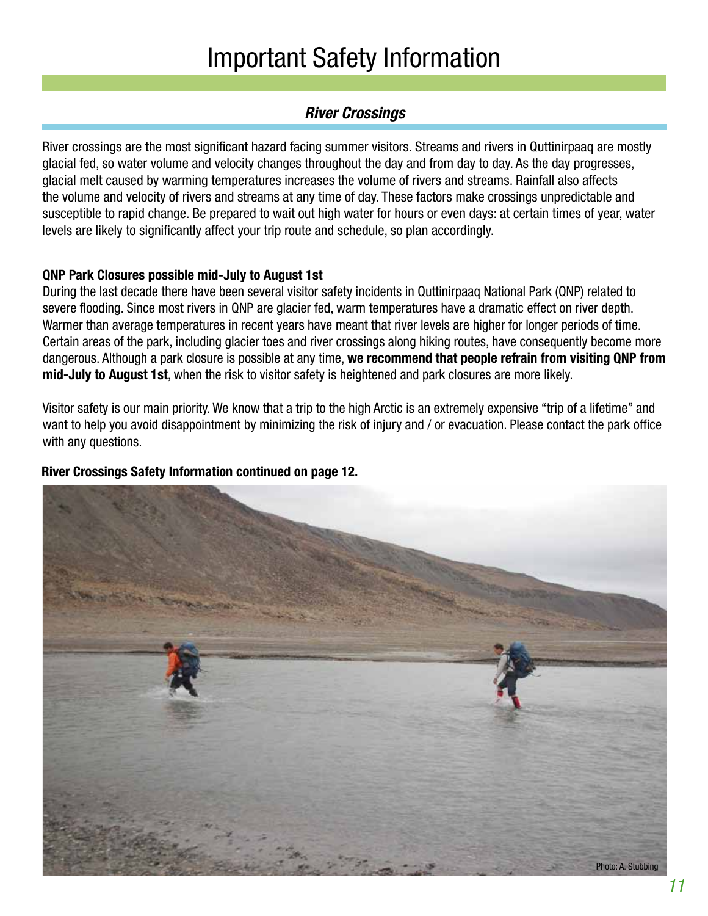# Important Safety Information

## *River Crossings*

River crossings are the most significant hazard facing summer visitors. Streams and rivers in Quttinirpaaq are mostly glacial fed, so water volume and velocity changes throughout the day and from day to day. As the day progresses, glacial melt caused by warming temperatures increases the volume of rivers and streams. Rainfall also affects the volume and velocity of rivers and streams at any time of day. These factors make crossings unpredictable and susceptible to rapid change. Be prepared to wait out high water for hours or even days: at certain times of year, water levels are likely to significantly affect your trip route and schedule, so plan accordingly.

**QNP Park Closures possible mid-July to August 1st**

During the last decade there have been several visitor safety incidents in Quttinirpaaq National Park (QNP) related to severe flooding. Since most rivers in QNP are glacier fed, warm temperatures have a dramatic effect on river depth. Warmer than average temperatures in recent years have meant that river levels are higher for longer periods of time. Certain areas of the park, including glacier toes and river crossings along hiking routes, have consequently become more dangerous. Although a park closure is possible at any time, **we recommend that people refrain from visiting QNP from mid-July to August 1st**, when the risk to visitor safety is heightened and park closures are more likely.

Visitor safety is our main priority. We know that a trip to the high Arctic is an extremely expensive "trip of a lifetime" and want to help you avoid disappointment by minimizing the risk of injury and / or evacuation. Please contact the park office with any questions.

**River Crossings Safety Information continued on page 12.**

Photo: A. Stubbing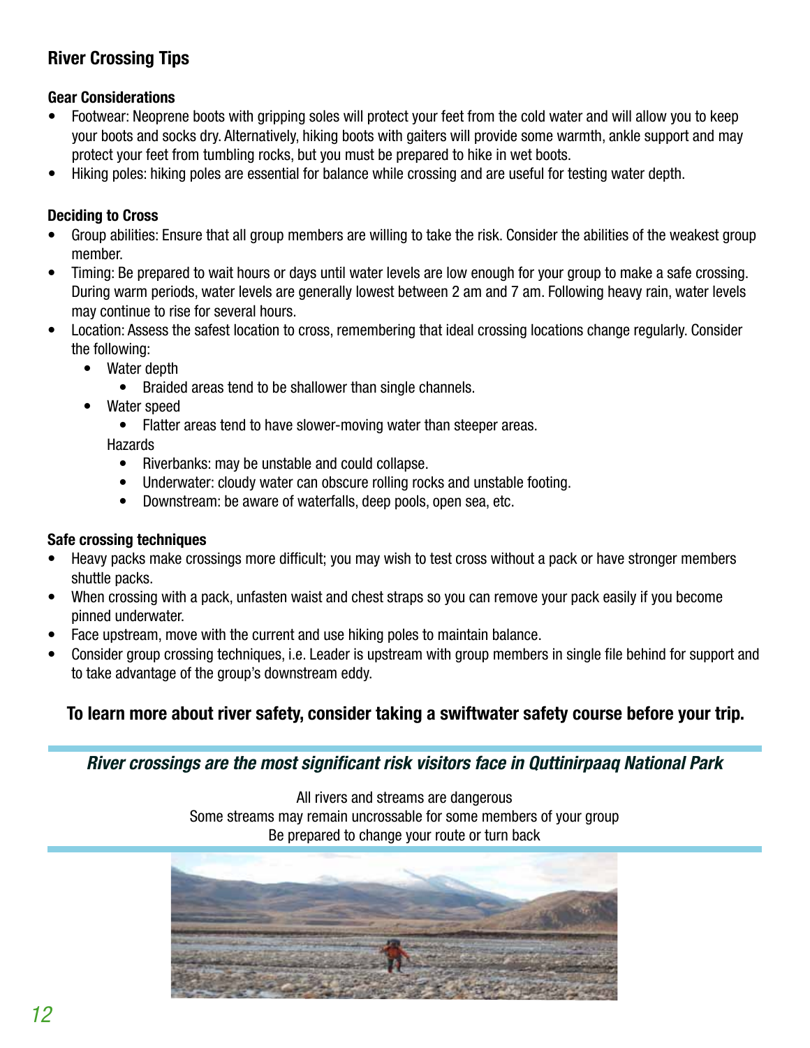## River Crossing Tips

### Gear Considerations

- Footwear: Neoprene boots with gripping soles will protect your feet from the cold water and will allow you to keep your boots and socks dry. Alternatively, hiking boots with gaiters will provide some warmth, ankle support and may protect your feet from tumbling rocks, but you must be prepared to hike in wet boots.
- Hiking poles: hiking poles are essential for balance while crossing and are useful for testing water depth.

### Deciding to Cross

- Group abilities: Ensure that all group members are willing to take the risk. Consider the abilities of the weakest group member.
- Timing: Be prepared to wait hours or days until water levels are low enough for your group to make a safe crossing. During warm periods, water levels are generally lowest between 2 am and 7 am. Following heavy rain, water levels may continue to rise for several hours.
- Location: Assess the safest location to cross, remembering that ideal crossing locations change regularly. Consider the following:
    - Water depth
        - Braided areas tend to be shallower than single channels.
    - Water speed
        - Flatter areas tend to have slower-moving water than steeper areas.

    Hazards
        - Riverbanks: may be unstable and could collapse.
        - Underwater: cloudy water can obscure rolling rocks and unstable footing.
        - Downstream: be aware of waterfalls, deep pools, open sea, etc.

### Safe crossing techniques

- Heavy packs make crossings more difficult; you may wish to test cross without a pack or have stronger members shuttle packs.
- When crossing with a pack, unfasten waist and chest straps so you can remove your pack easily if you become pinned underwater.
- Face upstream, move with the current and use hiking poles to maintain balance.
- Consider group crossing techniques, i.e. Leader is upstream with group members in single file behind for support and to take advantage of the group's downstream eddy.

**To learn more about river safety, consider taking a swiftwater safety course before your trip.**

***River crossings are the most significant risk visitors face in Quttinirpaaq National Park***

All rivers and streams are dangerous
Some streams may remain uncrossable for some members of your group
Be prepared to change your route or turn back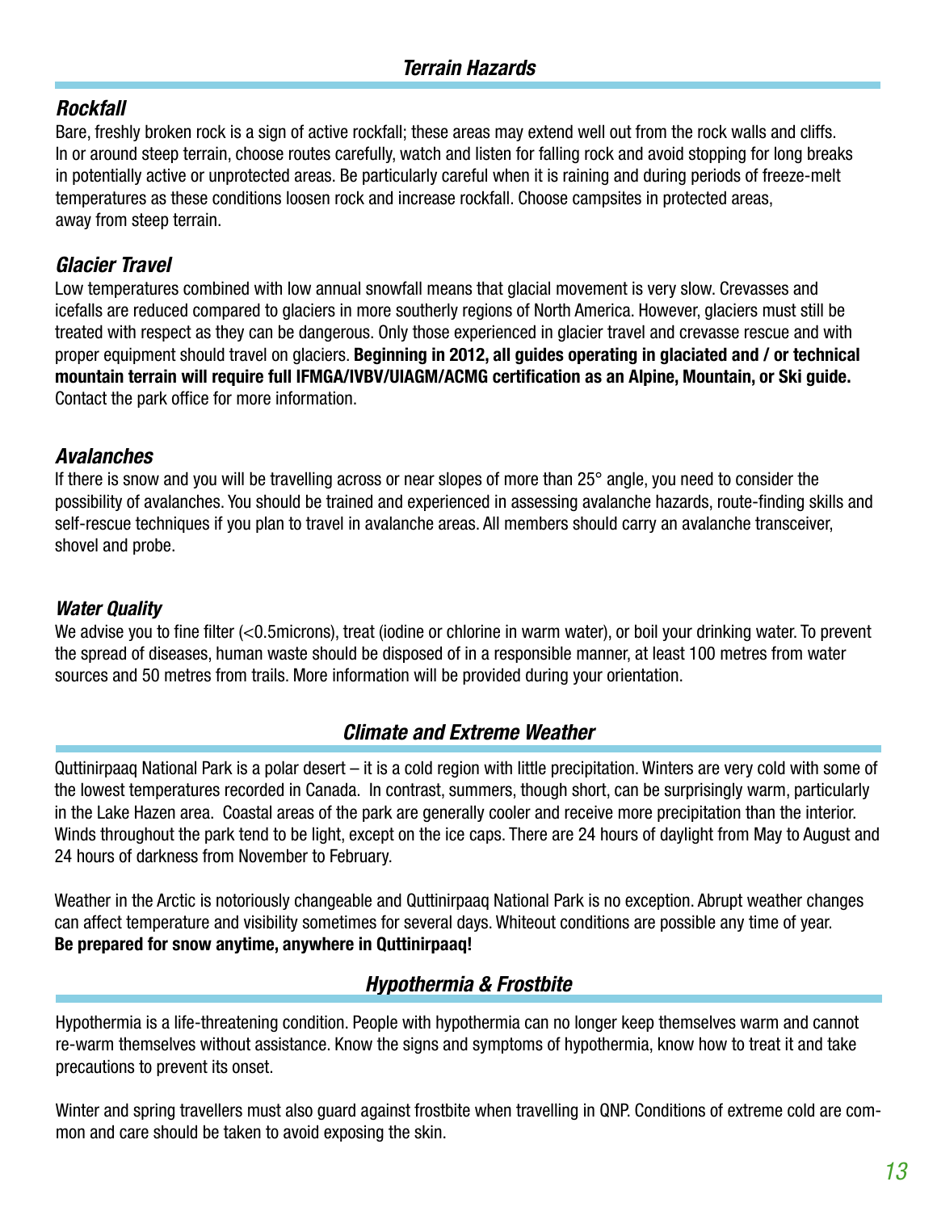## *Terrain Hazards*

### *Rockfall*

Bare, freshly broken rock is a sign of active rockfall; these areas may extend well out from the rock walls and cliffs. In or around steep terrain, choose routes carefully, watch and listen for falling rock and avoid stopping for long breaks in potentially active or unprotected areas. Be particularly careful when it is raining and during periods of freeze-melt temperatures as these conditions loosen rock and increase rockfall. Choose campsites in protected areas, away from steep terrain.

### *Glacier Travel*

Low temperatures combined with low annual snowfall means that glacial movement is very slow. Crevasses and icefalls are reduced compared to glaciers in more southerly regions of North America. However, glaciers must still be treated with respect as they can be dangerous. Only those experienced in glacier travel and crevasse rescue and with proper equipment should travel on glaciers. **Beginning in 2012, all guides operating in glaciated and / or technical mountain terrain will require full IFMGA/IVBV/UIAGM/ACMG certification as an Alpine, Mountain, or Ski guide.** Contact the park office for more information.

### *Avalanches*

If there is snow and you will be travelling across or near slopes of more than 25° angle, you need to consider the possibility of avalanches. You should be trained and experienced in assessing avalanche hazards, route-finding skills and self-rescue techniques if you plan to travel in avalanche areas. All members should carry an avalanche transceiver, shovel and probe.

### *Water Quality*

We advise you to fine filter (<0.5microns), treat (iodine or chlorine in warm water), or boil your drinking water. To prevent the spread of diseases, human waste should be disposed of in a responsible manner, at least 100 metres from water sources and 50 metres from trails. More information will be provided during your orientation.

## *Climate and Extreme Weather*

Quttinirpaaq National Park is a polar desert – it is a cold region with little precipitation. Winters are very cold with some of the lowest temperatures recorded in Canada. In contrast, summers, though short, can be surprisingly warm, particularly in the Lake Hazen area. Coastal areas of the park are generally cooler and receive more precipitation than the interior. Winds throughout the park tend to be light, except on the ice caps. There are 24 hours of daylight from May to August and 24 hours of darkness from November to February.

Weather in the Arctic is notoriously changeable and Quttinirpaaq National Park is no exception. Abrupt weather changes can affect temperature and visibility sometimes for several days. Whiteout conditions are possible any time of year. **Be prepared for snow anytime, anywhere in Quttinirpaaq!**

## *Hypothermia & Frostbite*

Hypothermia is a life-threatening condition. People with hypothermia can no longer keep themselves warm and cannot re-warm themselves without assistance. Know the signs and symptoms of hypothermia, know how to treat it and take precautions to prevent its onset.

Winter and spring travellers must also guard against frostbite when travelling in QNP. Conditions of extreme cold are common and care should be taken to avoid exposing the skin.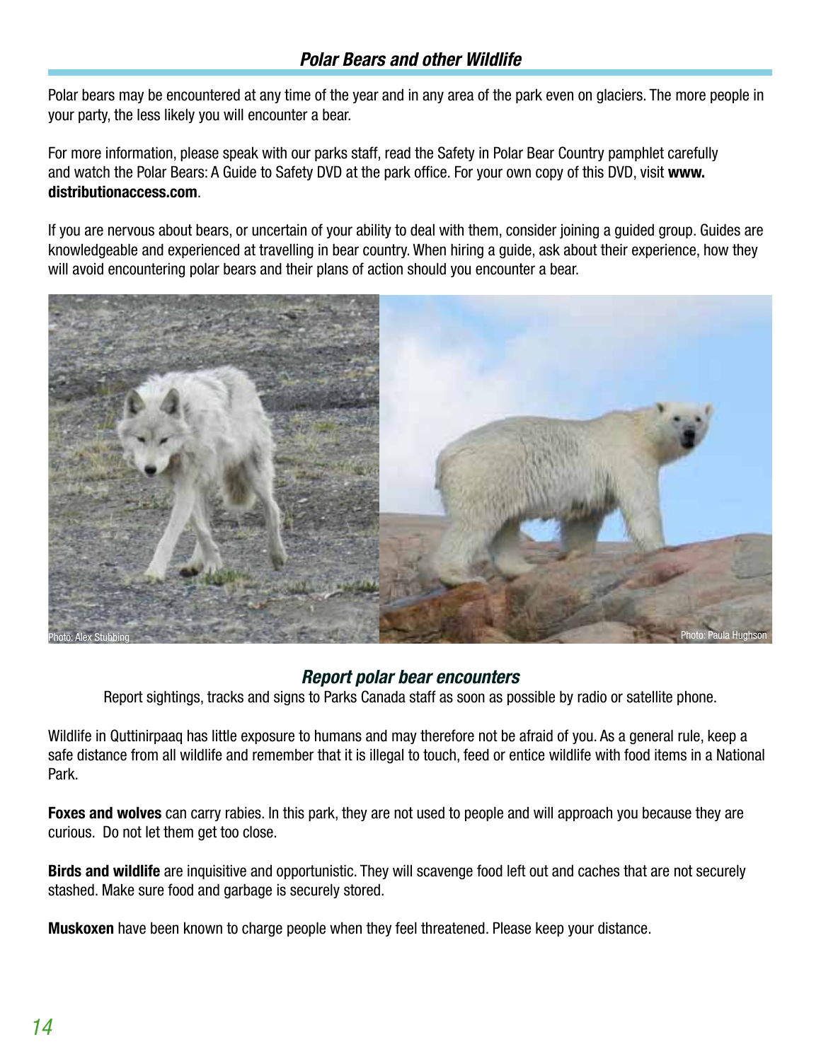## *Polar Bears and other Wildlife*

Polar bears may be encountered at any time of the year and in any area of the park even on glaciers. The more people in your party, the less likely you will encounter a bear.

For more information, please speak with our parks staff, read the Safety in Polar Bear Country pamphlet carefully and watch the Polar Bears: A Guide to Safety DVD at the park office. For your own copy of this DVD, visit **www.distributionaccess.com**.

If you are nervous about bears, or uncertain of your ability to deal with them, consider joining a guided group. Guides are knowledgeable and experienced at travelling in bear country. When hiring a guide, ask about their experience, how they will avoid encountering polar bears and their plans of action should you encounter a bear.

Photo: Alex Stubbing

Photo: Paula Hughson

### *Report polar bear encounters*

Report sightings, tracks and signs to Parks Canada staff as soon as possible by radio or satellite phone.

Wildlife in Quttinirpaaq has little exposure to humans and may therefore not be afraid of you. As a general rule, keep a safe distance from all wildlife and remember that it is illegal to touch, feed or entice wildlife with food items in a National Park.

**Foxes and wolves** can carry rabies. In this park, they are not used to people and will approach you because they are curious. Do not let them get too close.

**Birds and wildlife** are inquisitive and opportunistic. They will scavenge food left out and caches that are not securely stashed. Make sure food and garbage is securely stored.

**Muskoxen** have been known to charge people when they feel threatened. Please keep your distance.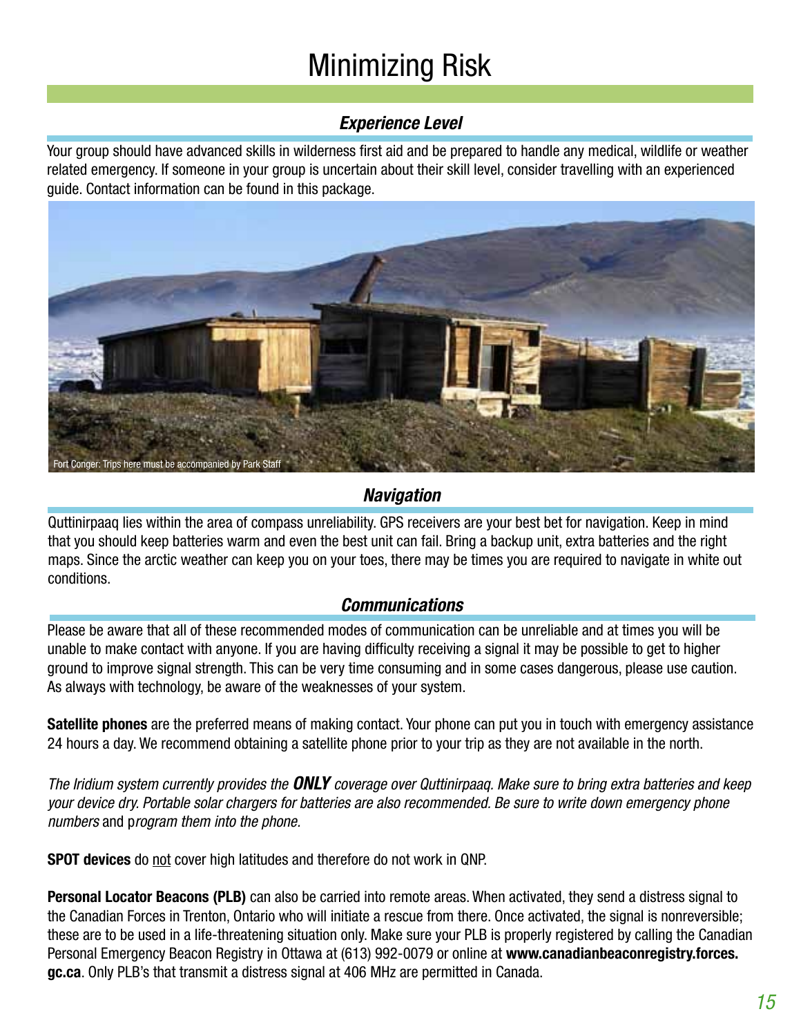# Minimizing Risk

## *Experience Level*

Your group should have advanced skills in wilderness first aid and be prepared to handle any medical, wildlife or weather related emergency. If someone in your group is uncertain about their skill level, consider travelling with an experienced guide. Contact information can be found in this package.

Fort Conger: Trips here must be accompanied by Park Staff

## *Navigation*

Quttinirpaaq lies within the area of compass unreliability. GPS receivers are your best bet for navigation. Keep in mind that you should keep batteries warm and even the best unit can fail. Bring a backup unit, extra batteries and the right maps. Since the arctic weather can keep you on your toes, there may be times you are required to navigate in white out conditions.

## *Communications*

Please be aware that all of these recommended modes of communication can be unreliable and at times you will be unable to make contact with anyone. If you are having difficulty receiving a signal it may be possible to get to higher ground to improve signal strength. This can be very time consuming and in some cases dangerous, please use caution. As always with technology, be aware of the weaknesses of your system.

**Satellite phones** are the preferred means of making contact. Your phone can put you in touch with emergency assistance 24 hours a day. We recommend obtaining a satellite phone prior to your trip as they are not available in the north.

*The Iridium system currently provides the* ***ONLY*** *coverage over Quttinirpaaq. Make sure to bring extra batteries and keep your device dry. Portable solar chargers for batteries are also recommended. Be sure to write down emergency phone numbers* and p*rogram them into the phone.*

**SPOT devices** do <u>not</u> cover high latitudes and therefore do not work in QNP.

**Personal Locator Beacons (PLB)** can also be carried into remote areas. When activated, they send a distress signal to the Canadian Forces in Trenton, Ontario who will initiate a rescue from there. Once activated, the signal is nonreversible; these are to be used in a life-threatening situation only. Make sure your PLB is properly registered by calling the Canadian Personal Emergency Beacon Registry in Ottawa at (613) 992-0079 or online at **www.canadianbeaconregistry.forces.gc.ca**. Only PLB's that transmit a distress signal at 406 MHz are permitted in Canada.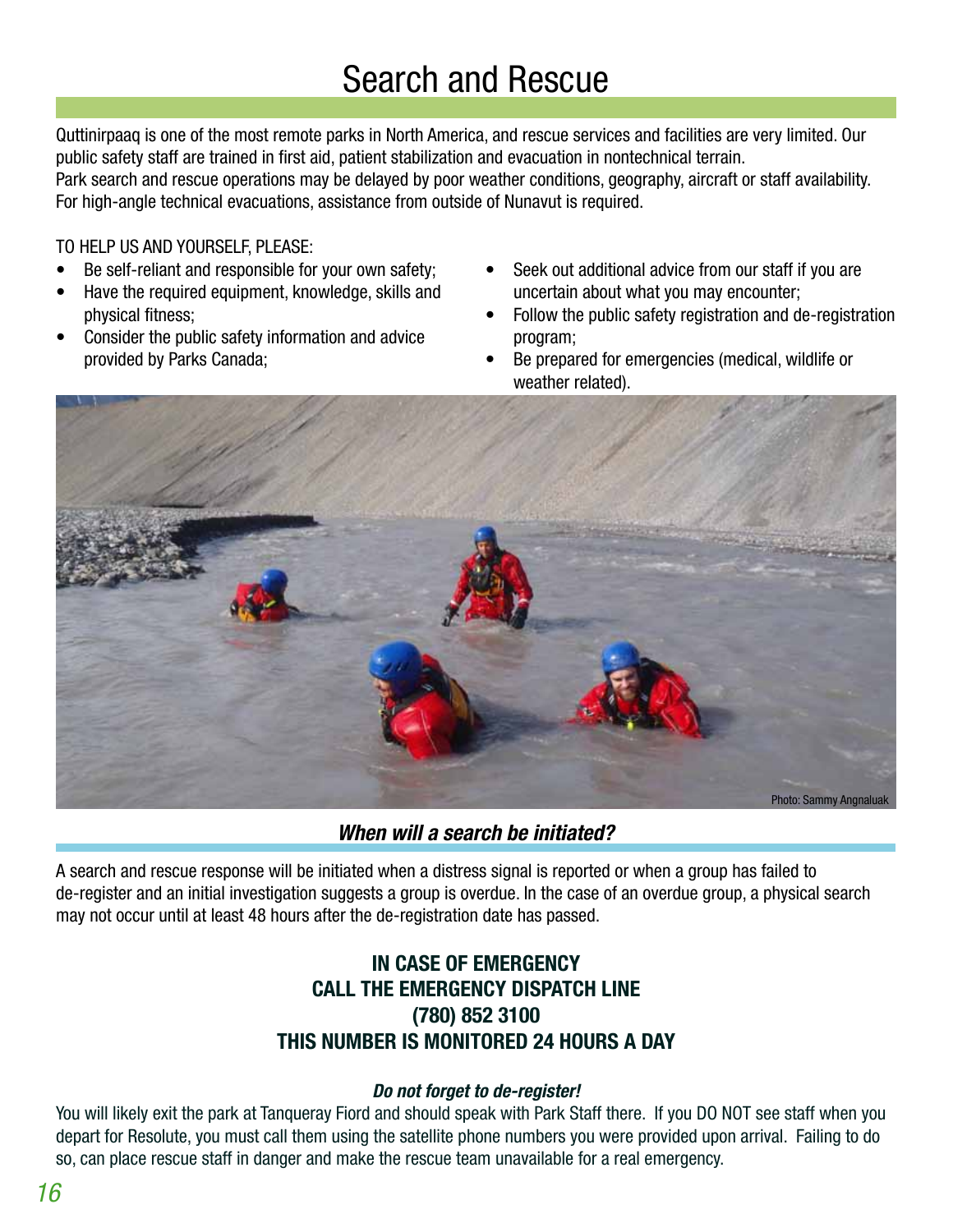# Search and Rescue

Quttinirpaaq is one of the most remote parks in North America, and rescue services and facilities are very limited. Our public safety staff are trained in first aid, patient stabilization and evacuation in nontechnical terrain.
Park search and rescue operations may be delayed by poor weather conditions, geography, aircraft or staff availability. For high-angle technical evacuations, assistance from outside of Nunavut is required.

TO HELP US AND YOURSELF, PLEASE:

- Be self-reliant and responsible for your own safety;
- Have the required equipment, knowledge, skills and physical fitness;
- Consider the public safety information and advice provided by Parks Canada;
- Seek out additional advice from our staff if you are uncertain about what you may encounter;
- Follow the public safety registration and de-registration program;
- Be prepared for emergencies (medical, wildlife or weather related).

Photo: Sammy Angnaluak

## *When will a search be initiated?*

A search and rescue response will be initiated when a distress signal is reported or when a group has failed to de-register and an initial investigation suggests a group is overdue. In the case of an overdue group, a physical search may not occur until at least 48 hours after the de-registration date has passed.

**IN CASE OF EMERGENCY**
**CALL THE EMERGENCY DISPATCH LINE**
**(780) 852 3100**
**THIS NUMBER IS MONITORED 24 HOURS A DAY**

***Do not forget to de-register!***

You will likely exit the park at Tanqueray Fiord and should speak with Park Staff there. If you DO NOT see staff when you depart for Resolute, you must call them using the satellite phone numbers you were provided upon arrival. Failing to do so, can place rescue staff in danger and make the rescue team unavailable for a real emergency.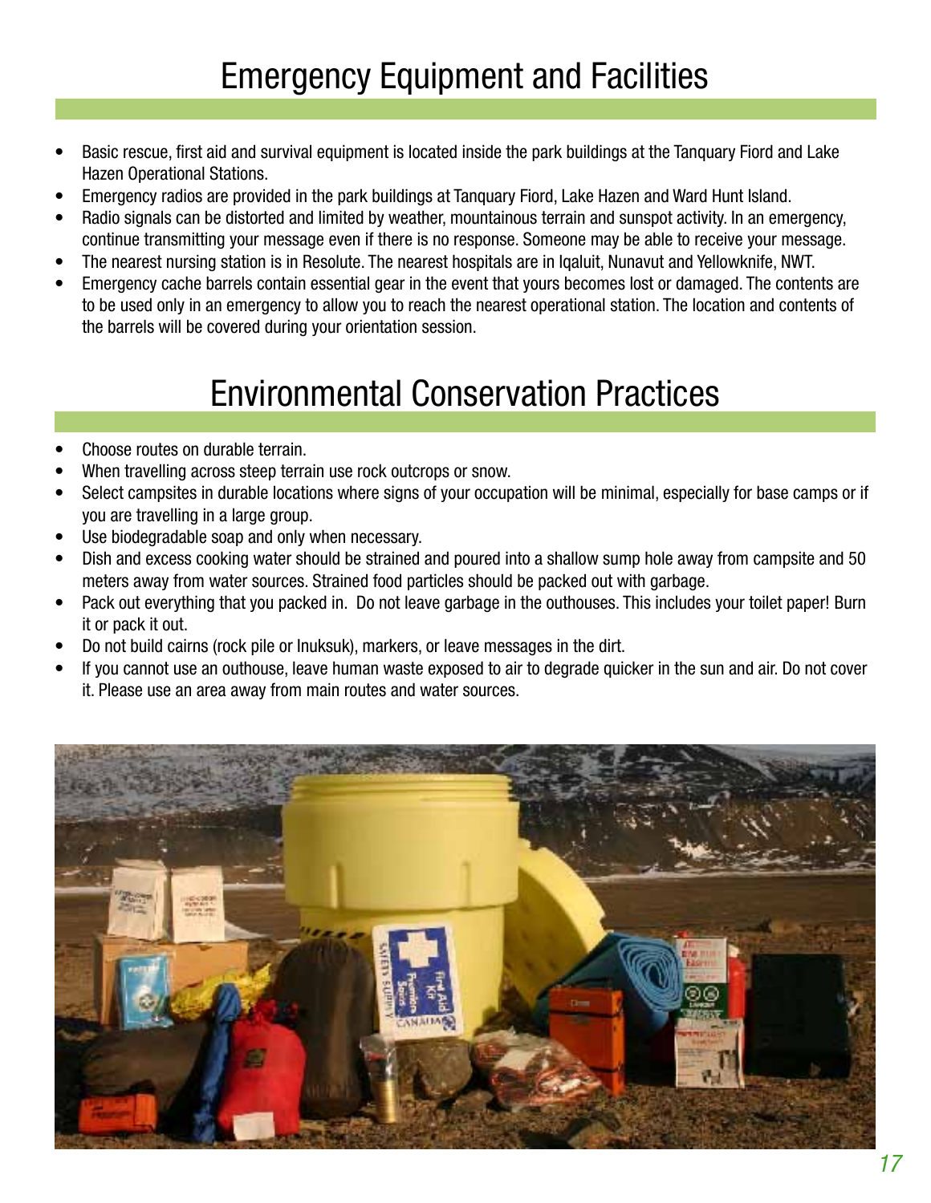# Emergency Equipment and Facilities

- Basic rescue, first aid and survival equipment is located inside the park buildings at the Tanquary Fiord and Lake Hazen Operational Stations.
- Emergency radios are provided in the park buildings at Tanquary Fiord, Lake Hazen and Ward Hunt Island.
- Radio signals can be distorted and limited by weather, mountainous terrain and sunspot activity. In an emergency, continue transmitting your message even if there is no response. Someone may be able to receive your message.
- The nearest nursing station is in Resolute. The nearest hospitals are in Iqaluit, Nunavut and Yellowknife, NWT.
- Emergency cache barrels contain essential gear in the event that yours becomes lost or damaged. The contents are to be used only in an emergency to allow you to reach the nearest operational station. The location and contents of the barrels will be covered during your orientation session.

# Environmental Conservation Practices

- Choose routes on durable terrain.
- When travelling across steep terrain use rock outcrops or snow.
- Select campsites in durable locations where signs of your occupation will be minimal, especially for base camps or if you are travelling in a large group.
- Use biodegradable soap and only when necessary.
- Dish and excess cooking water should be strained and poured into a shallow sump hole away from campsite and 50 meters away from water sources. Strained food particles should be packed out with garbage.
- Pack out everything that you packed in. Do not leave garbage in the outhouses. This includes your toilet paper! Burn it or pack it out.
- Do not build cairns (rock pile or Inuksuk), markers, or leave messages in the dirt.
- If you cannot use an outhouse, leave human waste exposed to air to degrade quicker in the sun and air. Do not cover it. Please use an area away from main routes and water sources.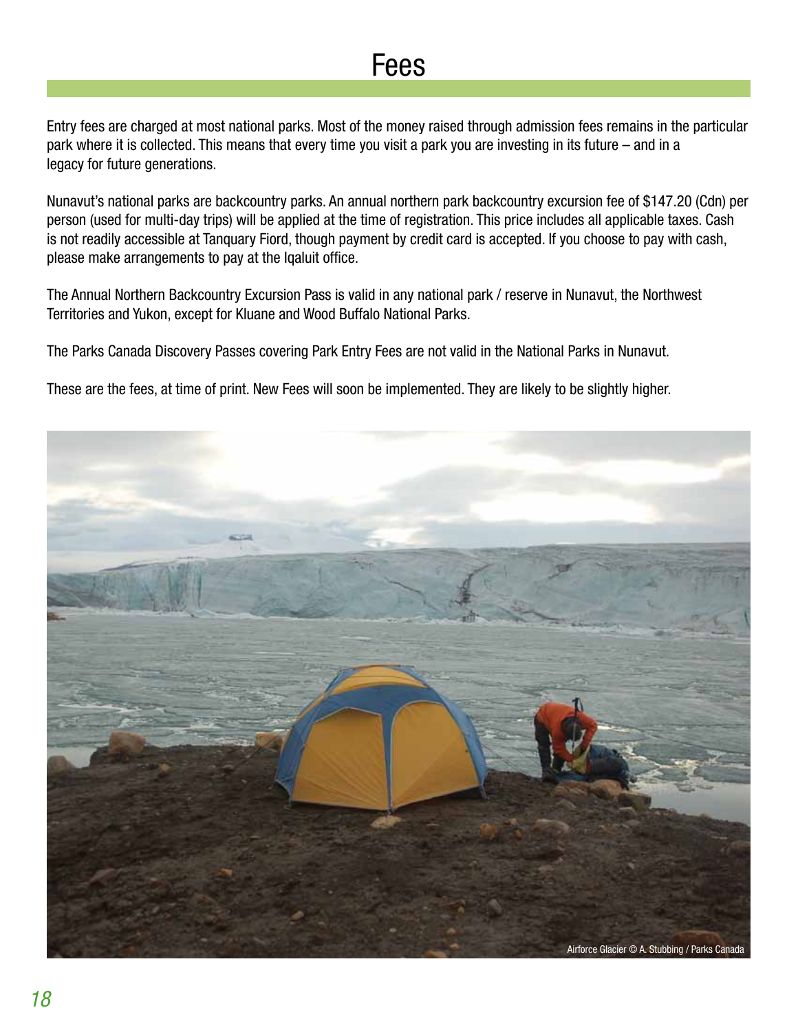# Fees

Entry fees are charged at most national parks. Most of the money raised through admission fees remains in the particular park where it is collected. This means that every time you visit a park you are investing in its future – and in a legacy for future generations.

Nunavut's national parks are backcountry parks. An annual northern park backcountry excursion fee of $147.20 (Cdn) per person (used for multi-day trips) will be applied at the time of registration. This price includes all applicable taxes. Cash is not readily accessible at Tanquary Fiord, though payment by credit card is accepted. If you choose to pay with cash, please make arrangements to pay at the Iqaluit office.

The Annual Northern Backcountry Excursion Pass is valid in any national park / reserve in Nunavut, the Northwest Territories and Yukon, except for Kluane and Wood Buffalo National Parks.

The Parks Canada Discovery Passes covering Park Entry Fees are not valid in the National Parks in Nunavut.

These are the fees, at time of print. New Fees will soon be implemented. They are likely to be slightly higher.

Airforce Glacier © A. Stubbing / Parks Canada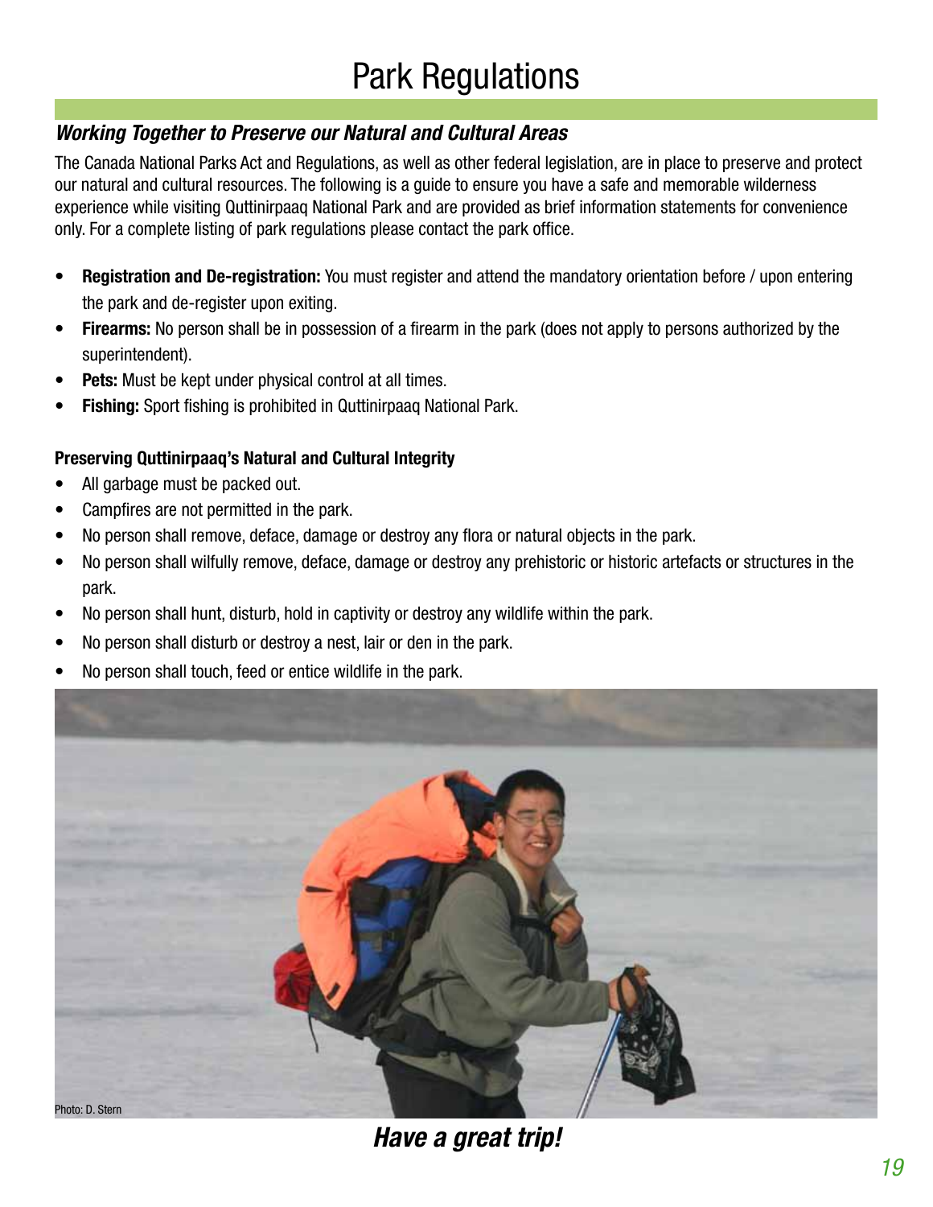# Park Regulations

## *Working Together to Preserve our Natural and Cultural Areas*

The Canada National Parks Act and Regulations, as well as other federal legislation, are in place to preserve and protect our natural and cultural resources. The following is a guide to ensure you have a safe and memorable wilderness experience while visiting Quttinirpaaq National Park and are provided as brief information statements for convenience only. For a complete listing of park regulations please contact the park office.

- **Registration and De-registration:** You must register and attend the mandatory orientation before / upon entering the park and de-register upon exiting.
- **Firearms:** No person shall be in possession of a firearm in the park (does not apply to persons authorized by the superintendent).
- **Pets:** Must be kept under physical control at all times.
- **Fishing:** Sport fishing is prohibited in Quttinirpaaq National Park.

### Preserving Quttinirpaaq's Natural and Cultural Integrity

- All garbage must be packed out.
- Campfires are not permitted in the park.
- No person shall remove, deface, damage or destroy any flora or natural objects in the park.
- No person shall wilfully remove, deface, damage or destroy any prehistoric or historic artefacts or structures in the park.
- No person shall hunt, disturb, hold in captivity or destroy any wildlife within the park.
- No person shall disturb or destroy a nest, lair or den in the park.
- No person shall touch, feed or entice wildlife in the park.

Photo: D. Stern

***Have a great trip!***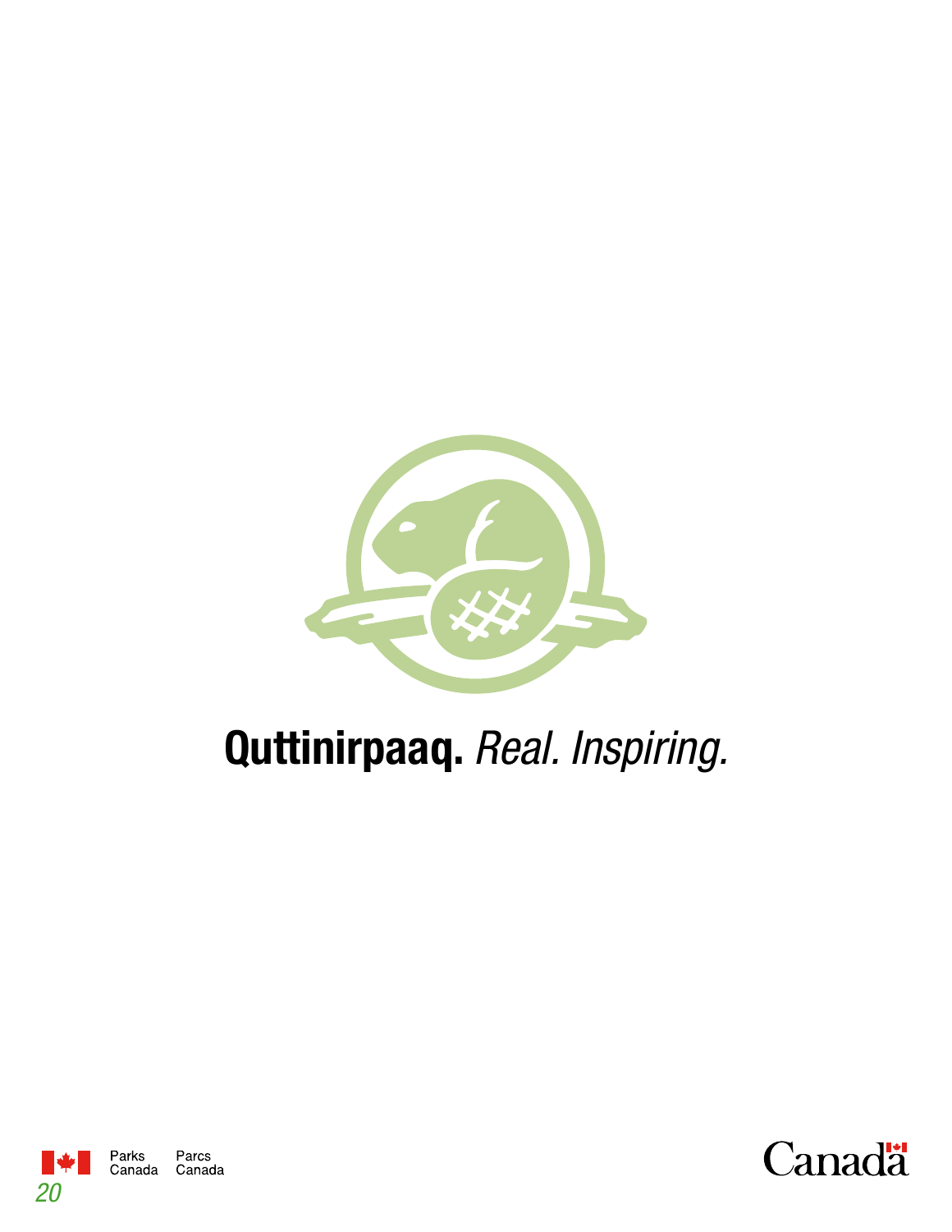**Quttinirpaaq.** *Real. Inspiring.*

Parks Canada Parcs Canada

Canada